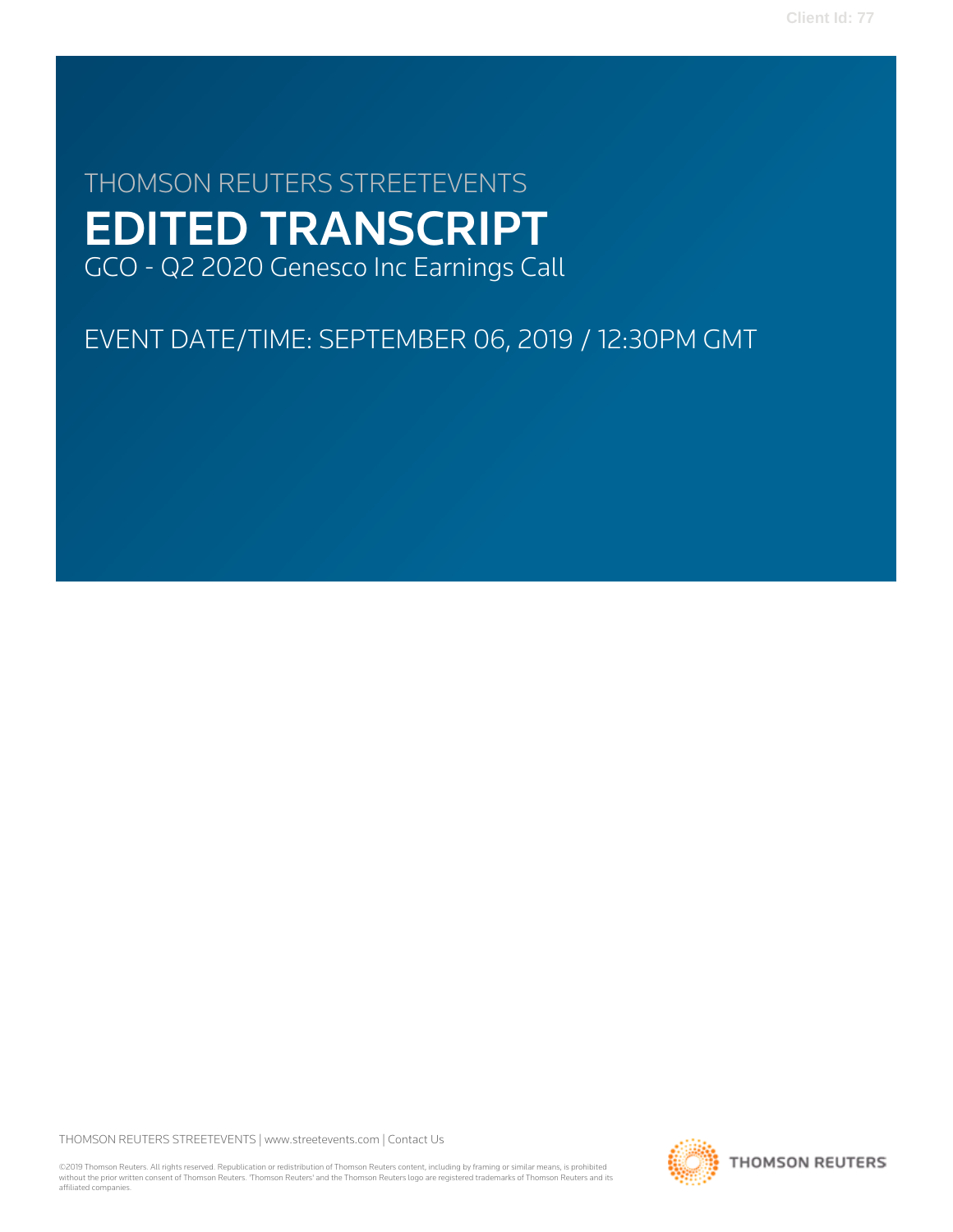# THOMSON REUTERS STREETEVENTS

# EDITED TRANSCRIPT

GCO - Q2 2020 Genesco Inc Earnings Call

EVENT DATE/TIME: SEPTEMBER 06, 2019 / 12:30PM GMT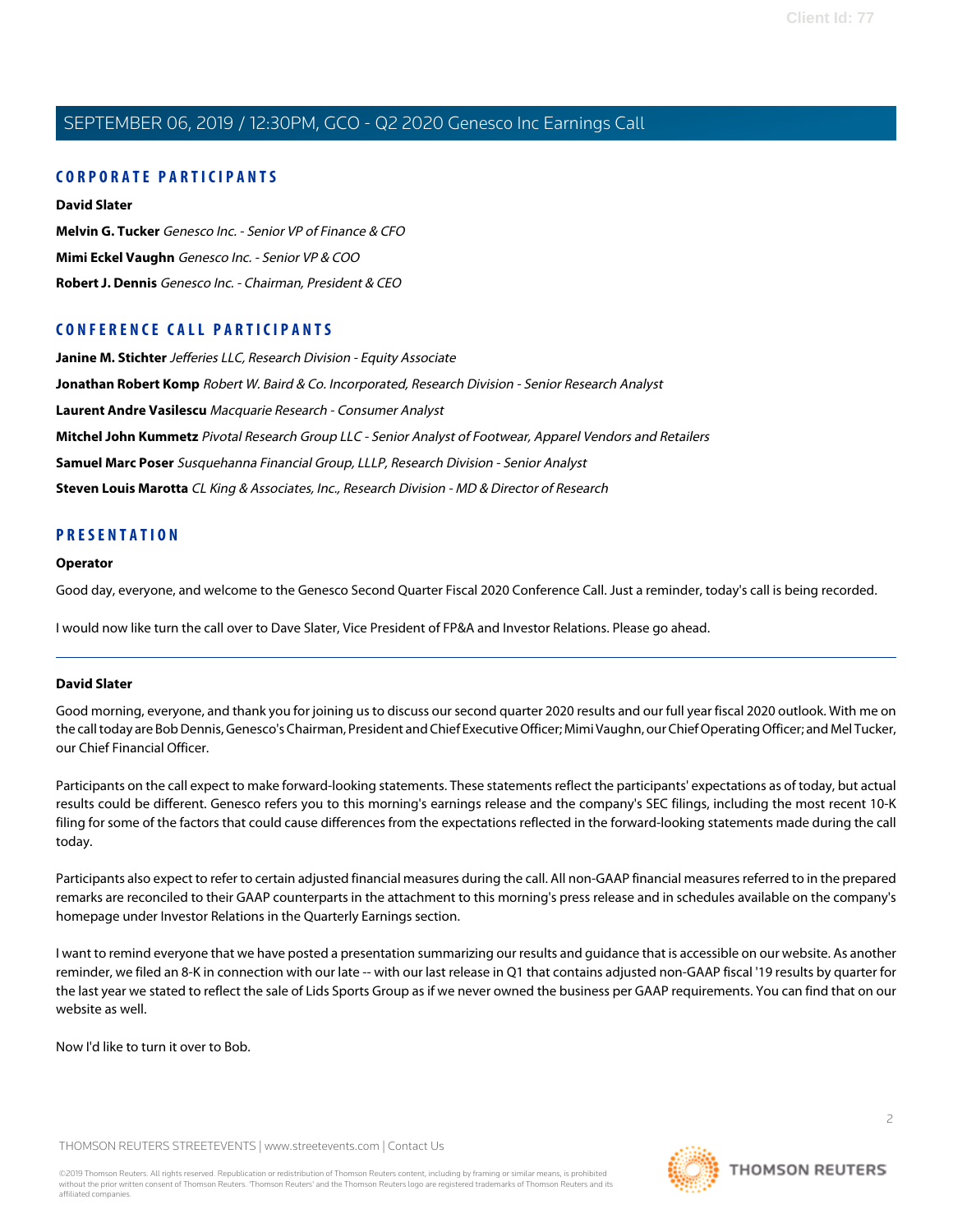## CORPORATE PARTICIPANTS

**David Slater**

**Melvin G. Tucker** *Genesco Inc. - Senior VP of Finance & CFO*

**Mimi Eckel Vaughn** *Genesco Inc. - Senior VP & COO*

**Robert J. Dennis** *Genesco Inc. - Chairman, President & CEO*

## CONFERENCE CALL PARTICIPANTS

**Janine M. Stichter** *Jefferies LLC, Research Division - Equity Associate*

**Jonathan Robert Komp** *Robert W. Baird & Co. Incorporated, Research Division - Senior Research Analyst*

**Laurent Andre Vasilescu** *Macquarie Research - Consumer Analyst*

**Mitchel John Kummetz** *Pivotal Research Group LLC - Senior Analyst of Footwear, Apparel Vendors and Retailers*

**Samuel Marc Poser** *Susquehanna Financial Group, LLLP, Research Division - Senior Analyst*

**Steven Louis Marotta** *CL King & Associates, Inc., Research Division - MD & Director of Research*

## PRESENTATION

**Operator**

Good day, everyone, and welcome to the Genesco Second Quarter Fiscal 2020 Conference Call. Just a reminder, today's call is being recorded.

I would now like turn the call over to Dave Slater, Vice President of FP&A and Investor Relations. Please go ahead.

---

**David Slater**

Good morning, everyone, and thank you for joining us to discuss our second quarter 2020 results and our full year fiscal 2020 outlook. With me on the call today are Bob Dennis, Genesco's Chairman, President and Chief Executive Officer; Mimi Vaughn, our Chief Operating Officer; and Mel Tucker, our Chief Financial Officer.

Participants on the call expect to make forward-looking statements. These statements reflect the participants' expectations as of today, but actual results could be different. Genesco refers you to this morning's earnings release and the company's SEC filings, including the most recent 10-K filing for some of the factors that could cause differences from the expectations reflected in the forward-looking statements made during the call today.

Participants also expect to refer to certain adjusted financial measures during the call. All non-GAAP financial measures referred to in the prepared remarks are reconciled to their GAAP counterparts in the attachment to this morning's press release and in schedules available on the company's homepage under Investor Relations in the Quarterly Earnings section.

I want to remind everyone that we have posted a presentation summarizing our results and guidance that is accessible on our website. As another reminder, we filed an 8-K in connection with our late -- with our last release in Q1 that contains adjusted non-GAAP fiscal '19 results by quarter for the last year we stated to reflect the sale of Lids Sports Group as if we never owned the business per GAAP requirements. You can find that on our website as well.

Now I'd like to turn it over to Bob.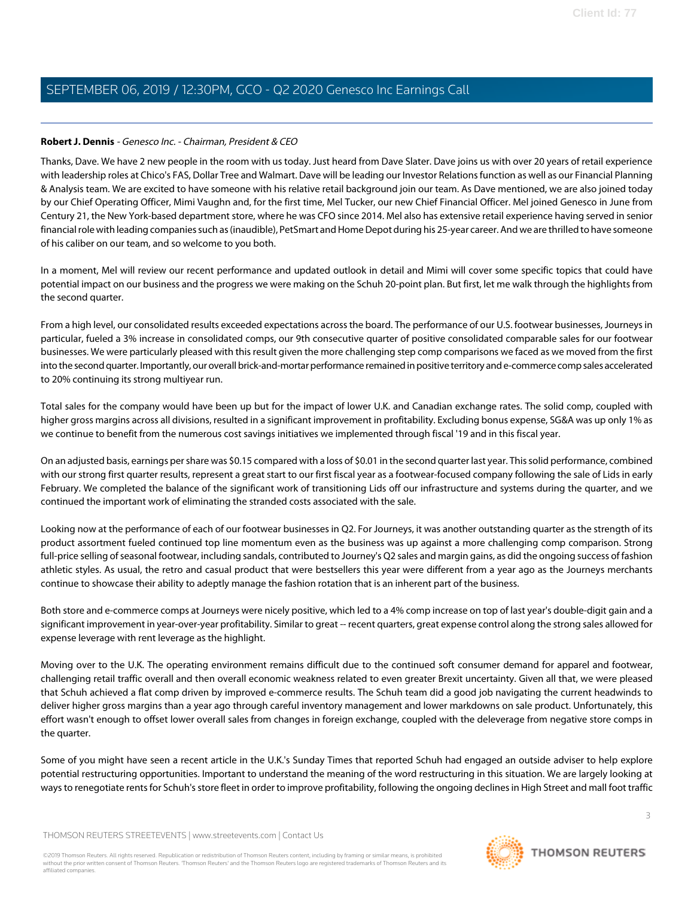**Robert J. Dennis** - *Genesco Inc. - Chairman, President & CEO*

Thanks, Dave. We have 2 new people in the room with us today. Just heard from Dave Slater. Dave joins us with over 20 years of retail experience with leadership roles at Chico's FAS, Dollar Tree and Walmart. Dave will be leading our Investor Relations function as well as our Financial Planning & Analysis team. We are excited to have someone with his relative retail background join our team. As Dave mentioned, we are also joined today by our Chief Operating Officer, Mimi Vaughn and, for the first time, Mel Tucker, our new Chief Financial Officer. Mel joined Genesco in June from Century 21, the New York-based department store, where he was CFO since 2014. Mel also has extensive retail experience having served in senior financial role with leading companies such as (inaudible), PetSmart and Home Depot during his 25-year career. And we are thrilled to have someone of his caliber on our team, and so welcome to you both.

In a moment, Mel will review our recent performance and updated outlook in detail and Mimi will cover some specific topics that could have potential impact on our business and the progress we were making on the Schuh 20-point plan. But first, let me walk through the highlights from the second quarter.

From a high level, our consolidated results exceeded expectations across the board. The performance of our U.S. footwear businesses, Journeys in particular, fueled a 3% increase in consolidated comps, our 9th consecutive quarter of positive consolidated comparable sales for our footwear businesses. We were particularly pleased with this result given the more challenging step comp comparisons we faced as we moved from the first into the second quarter. Importantly, our overall brick-and-mortar performance remained in positive territory and e-commerce comp sales accelerated to 20% continuing its strong multiyear run.

Total sales for the company would have been up but for the impact of lower U.K. and Canadian exchange rates. The solid comp, coupled with higher gross margins across all divisions, resulted in a significant improvement in profitability. Excluding bonus expense, SG&A was up only 1% as we continue to benefit from the numerous cost savings initiatives we implemented through fiscal '19 and in this fiscal year.

On an adjusted basis, earnings per share was $0.15 compared with a loss of $0.01 in the second quarter last year. This solid performance, combined with our strong first quarter results, represent a great start to our first fiscal year as a footwear-focused company following the sale of Lids in early February. We completed the balance of the significant work of transitioning Lids off our infrastructure and systems during the quarter, and we continued the important work of eliminating the stranded costs associated with the sale.

Looking now at the performance of each of our footwear businesses in Q2. For Journeys, it was another outstanding quarter as the strength of its product assortment fueled continued top line momentum even as the business was up against a more challenging comp comparison. Strong full-price selling of seasonal footwear, including sandals, contributed to Journey's Q2 sales and margin gains, as did the ongoing success of fashion athletic styles. As usual, the retro and casual product that were bestsellers this year were different from a year ago as the Journeys merchants continue to showcase their ability to adeptly manage the fashion rotation that is an inherent part of the business.

Both store and e-commerce comps at Journeys were nicely positive, which led to a 4% comp increase on top of last year's double-digit gain and a significant improvement in year-over-year profitability. Similar to great -- recent quarters, great expense control along the strong sales allowed for expense leverage with rent leverage as the highlight.

Moving over to the U.K. The operating environment remains difficult due to the continued soft consumer demand for apparel and footwear, challenging retail traffic overall and then overall economic weakness related to even greater Brexit uncertainty. Given all that, we were pleased that Schuh achieved a flat comp driven by improved e-commerce results. The Schuh team did a good job navigating the current headwinds to deliver higher gross margins than a year ago through careful inventory management and lower markdowns on sale product. Unfortunately, this effort wasn't enough to offset lower overall sales from changes in foreign exchange, coupled with the deleverage from negative store comps in the quarter.

Some of you might have seen a recent article in the U.K.'s Sunday Times that reported Schuh had engaged an outside adviser to help explore potential restructuring opportunities. Important to understand the meaning of the word restructuring in this situation. We are largely looking at ways to renegotiate rents for Schuh's store fleet in order to improve profitability, following the ongoing declines in High Street and mall foot traffic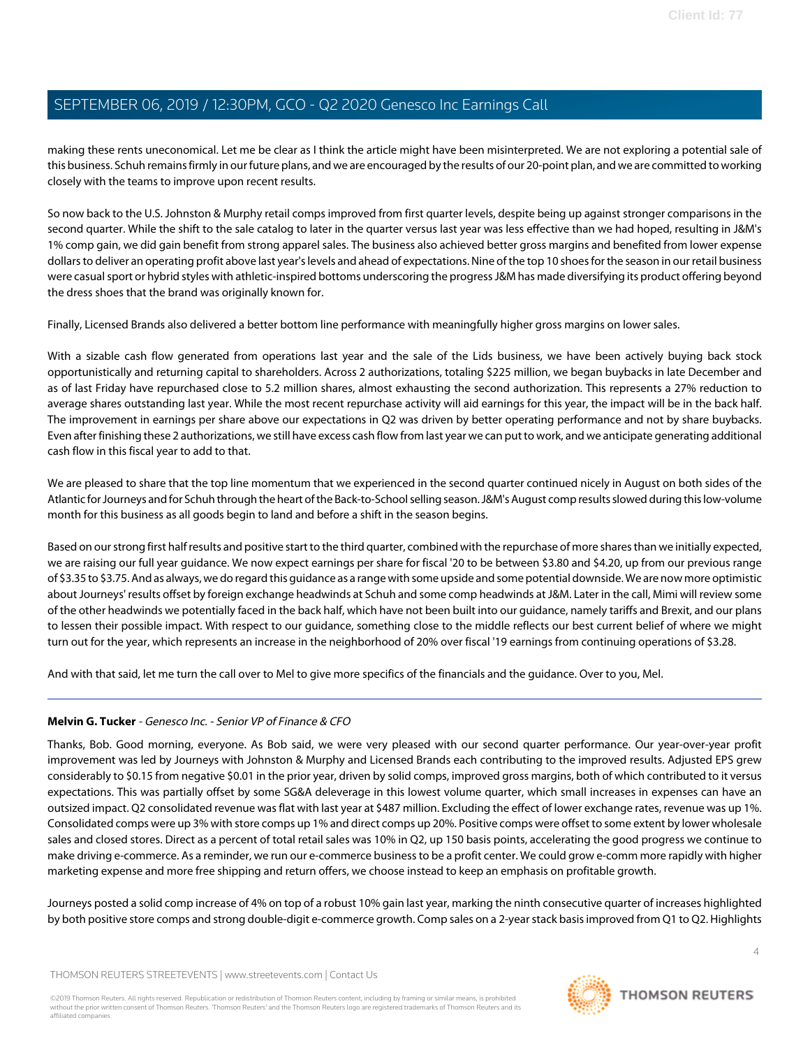making these rents uneconomical. Let me be clear as I think the article might have been misinterpreted. We are not exploring a potential sale of this business. Schuh remains firmly in our future plans, and we are encouraged by the results of our 20-point plan, and we are committed to working closely with the teams to improve upon recent results.

So now back to the U.S. Johnston & Murphy retail comps improved from first quarter levels, despite being up against stronger comparisons in the second quarter. While the shift to the sale catalog to later in the quarter versus last year was less effective than we had hoped, resulting in J&M's 1% comp gain, we did gain benefit from strong apparel sales. The business also achieved better gross margins and benefited from lower expense dollars to deliver an operating profit above last year's levels and ahead of expectations. Nine of the top 10 shoes for the season in our retail business were casual sport or hybrid styles with athletic-inspired bottoms underscoring the progress J&M has made diversifying its product offering beyond the dress shoes that the brand was originally known for.

Finally, Licensed Brands also delivered a better bottom line performance with meaningfully higher gross margins on lower sales.

With a sizable cash flow generated from operations last year and the sale of the Lids business, we have been actively buying back stock opportunistically and returning capital to shareholders. Across 2 authorizations, totaling $225 million, we began buybacks in late December and as of last Friday have repurchased close to 5.2 million shares, almost exhausting the second authorization. This represents a 27% reduction to average shares outstanding last year. While the most recent repurchase activity will aid earnings for this year, the impact will be in the back half. The improvement in earnings per share above our expectations in Q2 was driven by better operating performance and not by share buybacks. Even after finishing these 2 authorizations, we still have excess cash flow from last year we can put to work, and we anticipate generating additional cash flow in this fiscal year to add to that.

We are pleased to share that the top line momentum that we experienced in the second quarter continued nicely in August on both sides of the Atlantic for Journeys and for Schuh through the heart of the Back-to-School selling season. J&M's August comp results slowed during this low-volume month for this business as all goods begin to land and before a shift in the season begins.

Based on our strong first half results and positive start to the third quarter, combined with the repurchase of more shares than we initially expected, we are raising our full year guidance. We now expect earnings per share for fiscal '20 to be between $3.80 and $4.20, up from our previous range of $3.35 to $3.75. And as always, we do regard this guidance as a range with some upside and some potential downside. We are now more optimistic about Journeys' results offset by foreign exchange headwinds at Schuh and some comp headwinds at J&M. Later in the call, Mimi will review some of the other headwinds we potentially faced in the back half, which have not been built into our guidance, namely tariffs and Brexit, and our plans to lessen their possible impact. With respect to our guidance, something close to the middle reflects our best current belief of where we might turn out for the year, which represents an increase in the neighborhood of 20% over fiscal '19 earnings from continuing operations of $3.28.

And with that said, let me turn the call over to Mel to give more specifics of the financials and the guidance. Over to you, Mel.

---

**Melvin G. Tucker** - *Genesco Inc. - Senior VP of Finance & CFO*

Thanks, Bob. Good morning, everyone. As Bob said, we were very pleased with our second quarter performance. Our year-over-year profit improvement was led by Journeys with Johnston & Murphy and Licensed Brands each contributing to the improved results. Adjusted EPS grew considerably to $0.15 from negative $0.01 in the prior year, driven by solid comps, improved gross margins, both of which contributed to it versus expectations. This was partially offset by some SG&A deleverage in this lowest volume quarter, which small increases in expenses can have an outsized impact. Q2 consolidated revenue was flat with last year at $487 million. Excluding the effect of lower exchange rates, revenue was up 1%. Consolidated comps were up 3% with store comps up 1% and direct comps up 20%. Positive comps were offset to some extent by lower wholesale sales and closed stores. Direct as a percent of total retail sales was 10% in Q2, up 150 basis points, accelerating the good progress we continue to make driving e-commerce. As a reminder, we run our e-commerce business to be a profit center. We could grow e-comm more rapidly with higher marketing expense and more free shipping and return offers, we choose instead to keep an emphasis on profitable growth.

Journeys posted a solid comp increase of 4% on top of a robust 10% gain last year, marking the ninth consecutive quarter of increases highlighted by both positive store comps and strong double-digit e-commerce growth. Comp sales on a 2-year stack basis improved from Q1 to Q2. Highlights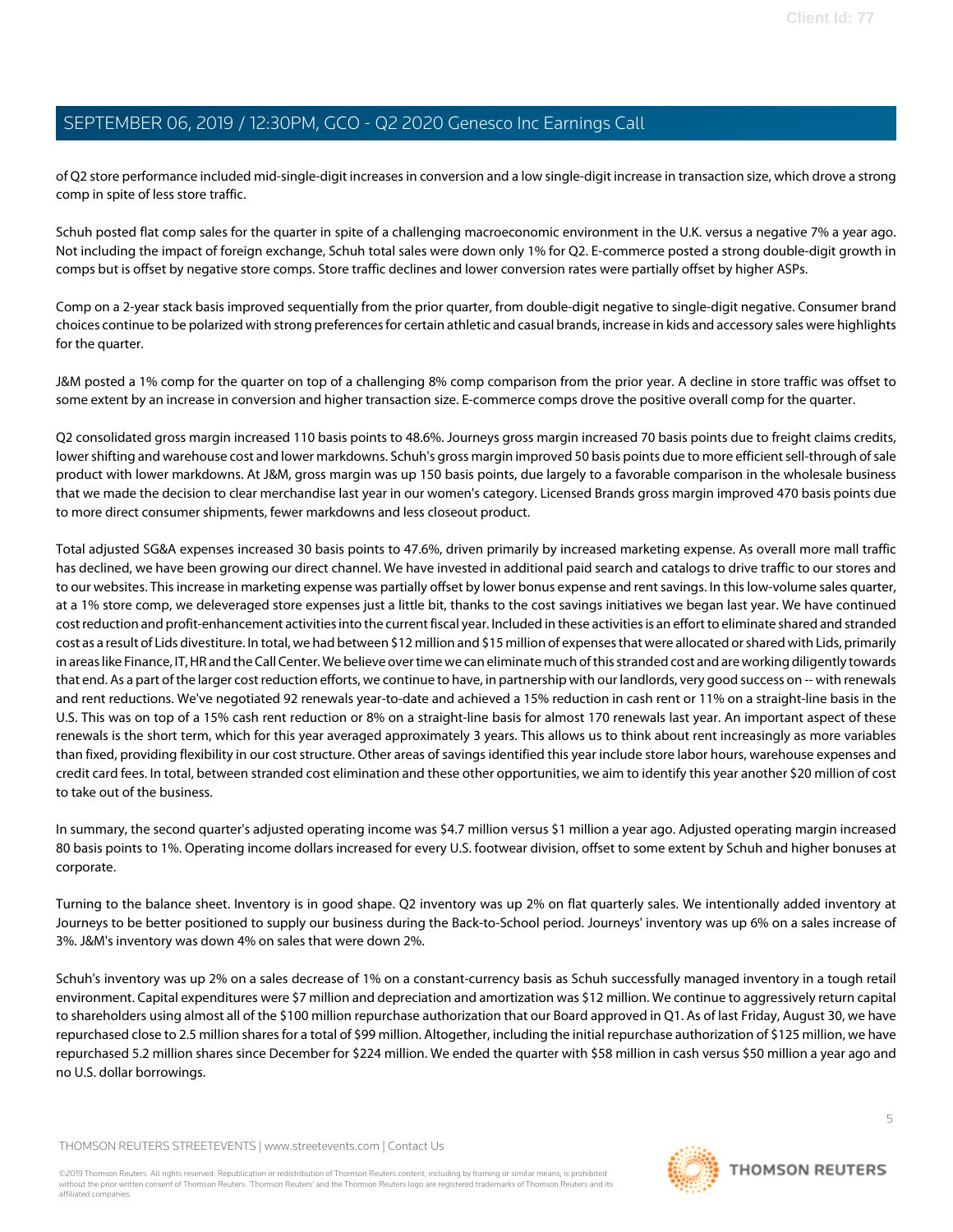of Q2 store performance included mid-single-digit increases in conversion and a low single-digit increase in transaction size, which drove a strong comp in spite of less store traffic.

Schuh posted flat comp sales for the quarter in spite of a challenging macroeconomic environment in the U.K. versus a negative 7% a year ago. Not including the impact of foreign exchange, Schuh total sales were down only 1% for Q2. E-commerce posted a strong double-digit growth in comps but is offset by negative store comps. Store traffic declines and lower conversion rates were partially offset by higher ASPs.

Comp on a 2-year stack basis improved sequentially from the prior quarter, from double-digit negative to single-digit negative. Consumer brand choices continue to be polarized with strong preferences for certain athletic and casual brands, increase in kids and accessory sales were highlights for the quarter.

J&M posted a 1% comp for the quarter on top of a challenging 8% comp comparison from the prior year. A decline in store traffic was offset to some extent by an increase in conversion and higher transaction size. E-commerce comps drove the positive overall comp for the quarter.

Q2 consolidated gross margin increased 110 basis points to 48.6%. Journeys gross margin increased 70 basis points due to freight claims credits, lower shifting and warehouse cost and lower markdowns. Schuh's gross margin improved 50 basis points due to more efficient sell-through of sale product with lower markdowns. At J&M, gross margin was up 150 basis points, due largely to a favorable comparison in the wholesale business that we made the decision to clear merchandise last year in our women's category. Licensed Brands gross margin improved 470 basis points due to more direct consumer shipments, fewer markdowns and less closeout product.

Total adjusted SG&A expenses increased 30 basis points to 47.6%, driven primarily by increased marketing expense. As overall more mall traffic has declined, we have been growing our direct channel. We have invested in additional paid search and catalogs to drive traffic to our stores and to our websites. This increase in marketing expense was partially offset by lower bonus expense and rent savings. In this low-volume sales quarter, at a 1% store comp, we deleveraged store expenses just a little bit, thanks to the cost savings initiatives we began last year. We have continued cost reduction and profit-enhancement activities into the current fiscal year. Included in these activities is an effort to eliminate shared and stranded cost as a result of Lids divestiture. In total, we had between $12 million and $15 million of expenses that were allocated or shared with Lids, primarily in areas like Finance, IT, HR and the Call Center. We believe over time we can eliminate much of this stranded cost and are working diligently towards that end. As a part of the larger cost reduction efforts, we continue to have, in partnership with our landlords, very good success on -- with renewals and rent reductions. We've negotiated 92 renewals year-to-date and achieved a 15% reduction in cash rent or 11% on a straight-line basis in the U.S. This was on top of a 15% cash rent reduction or 8% on a straight-line basis for almost 170 renewals last year. An important aspect of these renewals is the short term, which for this year averaged approximately 3 years. This allows us to think about rent increasingly as more variables than fixed, providing flexibility in our cost structure. Other areas of savings identified this year include store labor hours, warehouse expenses and credit card fees. In total, between stranded cost elimination and these other opportunities, we aim to identify this year another $20 million of cost to take out of the business.

In summary, the second quarter's adjusted operating income was $4.7 million versus $1 million a year ago. Adjusted operating margin increased 80 basis points to 1%. Operating income dollars increased for every U.S. footwear division, offset to some extent by Schuh and higher bonuses at corporate.

Turning to the balance sheet. Inventory is in good shape. Q2 inventory was up 2% on flat quarterly sales. We intentionally added inventory at Journeys to be better positioned to supply our business during the Back-to-School period. Journeys' inventory was up 6% on a sales increase of 3%. J&M's inventory was down 4% on sales that were down 2%.

Schuh's inventory was up 2% on a sales decrease of 1% on a constant-currency basis as Schuh successfully managed inventory in a tough retail environment. Capital expenditures were $7 million and depreciation and amortization was $12 million. We continue to aggressively return capital to shareholders using almost all of the $100 million repurchase authorization that our Board approved in Q1. As of last Friday, August 30, we have repurchased close to 2.5 million shares for a total of $99 million. Altogether, including the initial repurchase authorization of $125 million, we have repurchased 5.2 million shares since December for $224 million. We ended the quarter with $58 million in cash versus $50 million a year ago and no U.S. dollar borrowings.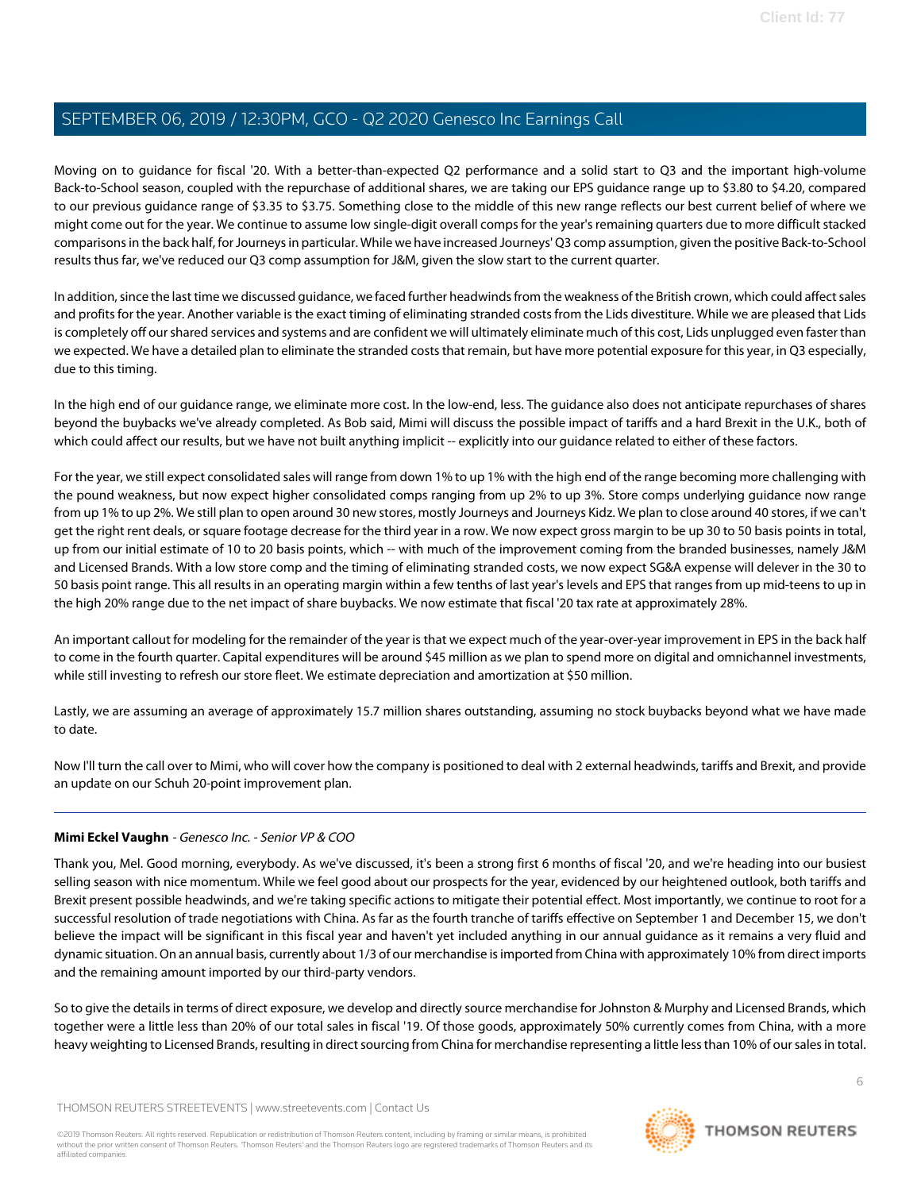Moving on to guidance for fiscal '20. With a better-than-expected Q2 performance and a solid start to Q3 and the important high-volume Back-to-School season, coupled with the repurchase of additional shares, we are taking our EPS guidance range up to $3.80 to $4.20, compared to our previous guidance range of $3.35 to $3.75. Something close to the middle of this new range reflects our best current belief of where we might come out for the year. We continue to assume low single-digit overall comps for the year's remaining quarters due to more difficult stacked comparisons in the back half, for Journeys in particular. While we have increased Journeys' Q3 comp assumption, given the positive Back-to-School results thus far, we've reduced our Q3 comp assumption for J&M, given the slow start to the current quarter.

In addition, since the last time we discussed guidance, we faced further headwinds from the weakness of the British crown, which could affect sales and profits for the year. Another variable is the exact timing of eliminating stranded costs from the Lids divestiture. While we are pleased that Lids is completely off our shared services and systems and are confident we will ultimately eliminate much of this cost, Lids unplugged even faster than we expected. We have a detailed plan to eliminate the stranded costs that remain, but have more potential exposure for this year, in Q3 especially, due to this timing.

In the high end of our guidance range, we eliminate more cost. In the low-end, less. The guidance also does not anticipate repurchases of shares beyond the buybacks we've already completed. As Bob said, Mimi will discuss the possible impact of tariffs and a hard Brexit in the U.K., both of which could affect our results, but we have not built anything implicit -- explicitly into our guidance related to either of these factors.

For the year, we still expect consolidated sales will range from down 1% to up 1% with the high end of the range becoming more challenging with the pound weakness, but now expect higher consolidated comps ranging from up 2% to up 3%. Store comps underlying guidance now range from up 1% to up 2%. We still plan to open around 30 new stores, mostly Journeys and Journeys Kidz. We plan to close around 40 stores, if we can't get the right rent deals, or square footage decrease for the third year in a row. We now expect gross margin to be up 30 to 50 basis points in total, up from our initial estimate of 10 to 20 basis points, which -- with much of the improvement coming from the branded businesses, namely J&M and Licensed Brands. With a low store comp and the timing of eliminating stranded costs, we now expect SG&A expense will delever in the 30 to 50 basis point range. This all results in an operating margin within a few tenths of last year's levels and EPS that ranges from up mid-teens to up in the high 20% range due to the net impact of share buybacks. We now estimate that fiscal '20 tax rate at approximately 28%.

An important callout for modeling for the remainder of the year is that we expect much of the year-over-year improvement in EPS in the back half to come in the fourth quarter. Capital expenditures will be around $45 million as we plan to spend more on digital and omnichannel investments, while still investing to refresh our store fleet. We estimate depreciation and amortization at $50 million.

Lastly, we are assuming an average of approximately 15.7 million shares outstanding, assuming no stock buybacks beyond what we have made to date.

Now I'll turn the call over to Mimi, who will cover how the company is positioned to deal with 2 external headwinds, tariffs and Brexit, and provide an update on our Schuh 20-point improvement plan.

---

**Mimi Eckel Vaughn** - *Genesco Inc. - Senior VP & COO*

Thank you, Mel. Good morning, everybody. As we've discussed, it's been a strong first 6 months of fiscal '20, and we're heading into our busiest selling season with nice momentum. While we feel good about our prospects for the year, evidenced by our heightened outlook, both tariffs and Brexit present possible headwinds, and we're taking specific actions to mitigate their potential effect. Most importantly, we continue to root for a successful resolution of trade negotiations with China. As far as the fourth tranche of tariffs effective on September 1 and December 15, we don't believe the impact will be significant in this fiscal year and haven't yet included anything in our annual guidance as it remains a very fluid and dynamic situation. On an annual basis, currently about 1/3 of our merchandise is imported from China with approximately 10% from direct imports and the remaining amount imported by our third-party vendors.

So to give the details in terms of direct exposure, we develop and directly source merchandise for Johnston & Murphy and Licensed Brands, which together were a little less than 20% of our total sales in fiscal '19. Of those goods, approximately 50% currently comes from China, with a more heavy weighting to Licensed Brands, resulting in direct sourcing from China for merchandise representing a little less than 10% of our sales in total.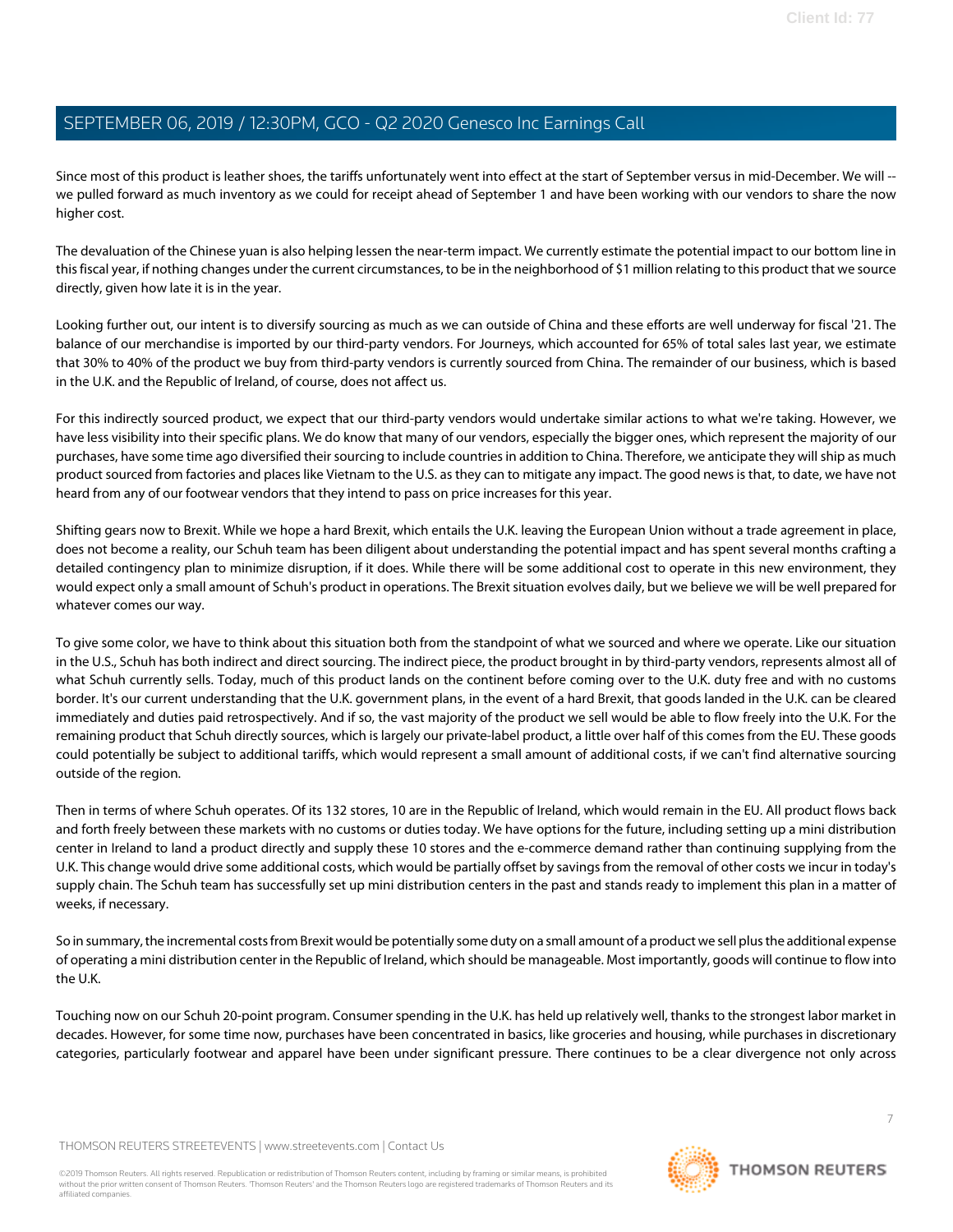Since most of this product is leather shoes, the tariffs unfortunately went into effect at the start of September versus in mid-December. We will -- we pulled forward as much inventory as we could for receipt ahead of September 1 and have been working with our vendors to share the now higher cost.

The devaluation of the Chinese yuan is also helping lessen the near-term impact. We currently estimate the potential impact to our bottom line in this fiscal year, if nothing changes under the current circumstances, to be in the neighborhood of $1 million relating to this product that we source directly, given how late it is in the year.

Looking further out, our intent is to diversify sourcing as much as we can outside of China and these efforts are well underway for fiscal '21. The balance of our merchandise is imported by our third-party vendors. For Journeys, which accounted for 65% of total sales last year, we estimate that 30% to 40% of the product we buy from third-party vendors is currently sourced from China. The remainder of our business, which is based in the U.K. and the Republic of Ireland, of course, does not affect us.

For this indirectly sourced product, we expect that our third-party vendors would undertake similar actions to what we're taking. However, we have less visibility into their specific plans. We do know that many of our vendors, especially the bigger ones, which represent the majority of our purchases, have some time ago diversified their sourcing to include countries in addition to China. Therefore, we anticipate they will ship as much product sourced from factories and places like Vietnam to the U.S. as they can to mitigate any impact. The good news is that, to date, we have not heard from any of our footwear vendors that they intend to pass on price increases for this year.

Shifting gears now to Brexit. While we hope a hard Brexit, which entails the U.K. leaving the European Union without a trade agreement in place, does not become a reality, our Schuh team has been diligent about understanding the potential impact and has spent several months crafting a detailed contingency plan to minimize disruption, if it does. While there will be some additional cost to operate in this new environment, they would expect only a small amount of Schuh's product in operations. The Brexit situation evolves daily, but we believe we will be well prepared for whatever comes our way.

To give some color, we have to think about this situation both from the standpoint of what we sourced and where we operate. Like our situation in the U.S., Schuh has both indirect and direct sourcing. The indirect piece, the product brought in by third-party vendors, represents almost all of what Schuh currently sells. Today, much of this product lands on the continent before coming over to the U.K. duty free and with no customs border. It's our current understanding that the U.K. government plans, in the event of a hard Brexit, that goods landed in the U.K. can be cleared immediately and duties paid retrospectively. And if so, the vast majority of the product we sell would be able to flow freely into the U.K. For the remaining product that Schuh directly sources, which is largely our private-label product, a little over half of this comes from the EU. These goods could potentially be subject to additional tariffs, which would represent a small amount of additional costs, if we can't find alternative sourcing outside of the region.

Then in terms of where Schuh operates. Of its 132 stores, 10 are in the Republic of Ireland, which would remain in the EU. All product flows back and forth freely between these markets with no customs or duties today. We have options for the future, including setting up a mini distribution center in Ireland to land a product directly and supply these 10 stores and the e-commerce demand rather than continuing supplying from the U.K. This change would drive some additional costs, which would be partially offset by savings from the removal of other costs we incur in today's supply chain. The Schuh team has successfully set up mini distribution centers in the past and stands ready to implement this plan in a matter of weeks, if necessary.

So in summary, the incremental costs from Brexit would be potentially some duty on a small amount of a product we sell plus the additional expense of operating a mini distribution center in the Republic of Ireland, which should be manageable. Most importantly, goods will continue to flow into the U.K.

Touching now on our Schuh 20-point program. Consumer spending in the U.K. has held up relatively well, thanks to the strongest labor market in decades. However, for some time now, purchases have been concentrated in basics, like groceries and housing, while purchases in discretionary categories, particularly footwear and apparel have been under significant pressure. There continues to be a clear divergence not only across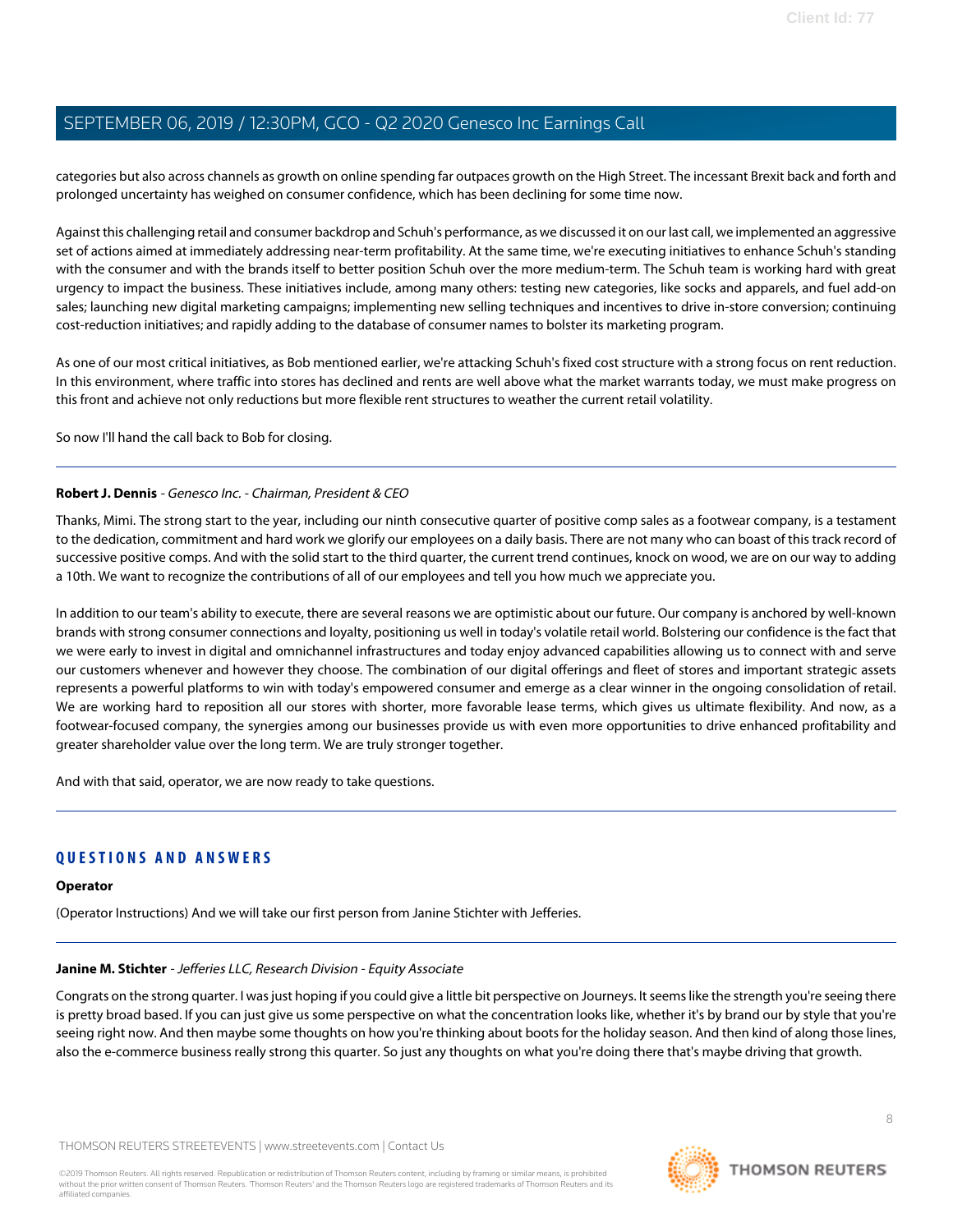categories but also across channels as growth on online spending far outpaces growth on the High Street. The incessant Brexit back and forth and prolonged uncertainty has weighed on consumer confidence, which has been declining for some time now.

Against this challenging retail and consumer backdrop and Schuh's performance, as we discussed it on our last call, we implemented an aggressive set of actions aimed at immediately addressing near-term profitability. At the same time, we're executing initiatives to enhance Schuh's standing with the consumer and with the brands itself to better position Schuh over the more medium-term. The Schuh team is working hard with great urgency to impact the business. These initiatives include, among many others: testing new categories, like socks and apparels, and fuel add-on sales; launching new digital marketing campaigns; implementing new selling techniques and incentives to drive in-store conversion; continuing cost-reduction initiatives; and rapidly adding to the database of consumer names to bolster its marketing program.

As one of our most critical initiatives, as Bob mentioned earlier, we're attacking Schuh's fixed cost structure with a strong focus on rent reduction. In this environment, where traffic into stores has declined and rents are well above what the market warrants today, we must make progress on this front and achieve not only reductions but more flexible rent structures to weather the current retail volatility.

So now I'll hand the call back to Bob for closing.

---

**Robert J. Dennis** - *Genesco Inc. - Chairman, President & CEO*

Thanks, Mimi. The strong start to the year, including our ninth consecutive quarter of positive comp sales as a footwear company, is a testament to the dedication, commitment and hard work we glorify our employees on a daily basis. There are not many who can boast of this track record of successive positive comps. And with the solid start to the third quarter, the current trend continues, knock on wood, we are on our way to adding a 10th. We want to recognize the contributions of all of our employees and tell you how much we appreciate you.

In addition to our team's ability to execute, there are several reasons we are optimistic about our future. Our company is anchored by well-known brands with strong consumer connections and loyalty, positioning us well in today's volatile retail world. Bolstering our confidence is the fact that we were early to invest in digital and omnichannel infrastructures and today enjoy advanced capabilities allowing us to connect with and serve our customers whenever and however they choose. The combination of our digital offerings and fleet of stores and important strategic assets represents a powerful platforms to win with today's empowered consumer and emerge as a clear winner in the ongoing consolidation of retail. We are working hard to reposition all our stores with shorter, more favorable lease terms, which gives us ultimate flexibility. And now, as a footwear-focused company, the synergies among our businesses provide us with even more opportunities to drive enhanced profitability and greater shareholder value over the long term. We are truly stronger together.

And with that said, operator, we are now ready to take questions.

---

## QUESTIONS AND ANSWERS

**Operator**

(Operator Instructions) And we will take our first person from Janine Stichter with Jefferies.

---

**Janine M. Stichter** - *Jefferies LLC, Research Division - Equity Associate*

Congrats on the strong quarter. I was just hoping if you could give a little bit perspective on Journeys. It seems like the strength you're seeing there is pretty broad based. If you can just give us some perspective on what the concentration looks like, whether it's by brand our by style that you're seeing right now. And then maybe some thoughts on how you're thinking about boots for the holiday season. And then kind of along those lines, also the e-commerce business really strong this quarter. So just any thoughts on what you're doing there that's maybe driving that growth.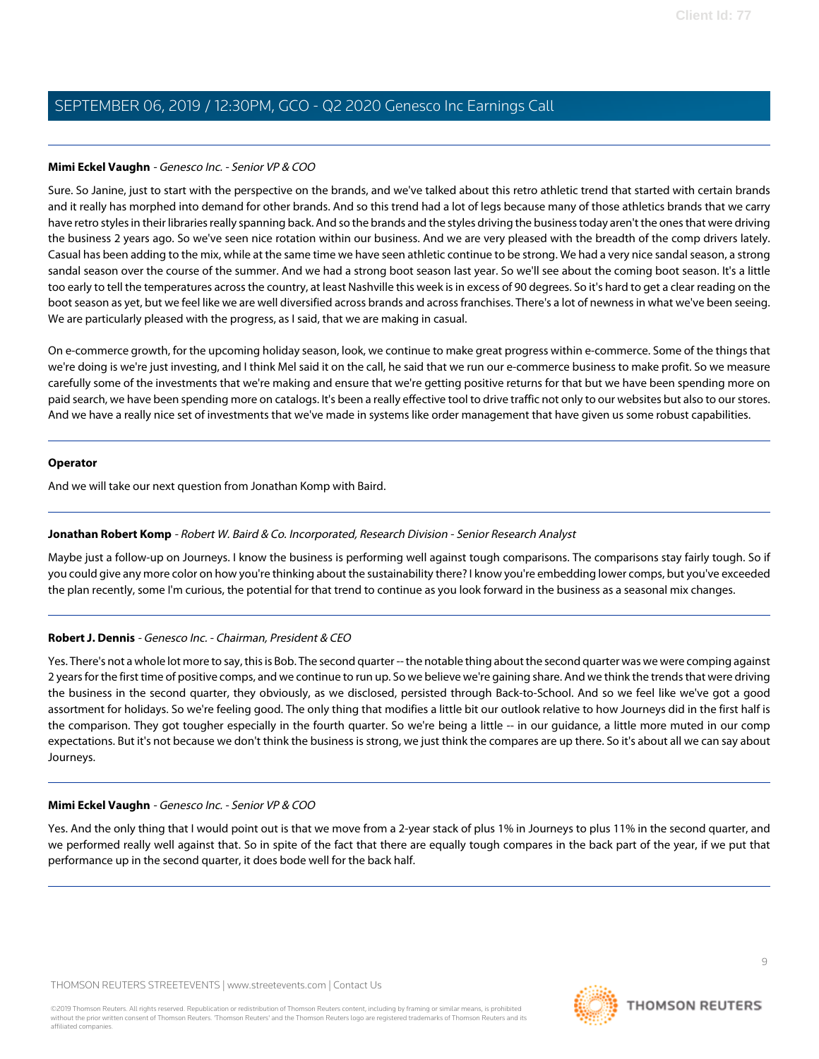**Mimi Eckel Vaughn** - *Genesco Inc. - Senior VP & COO*

Sure. So Janine, just to start with the perspective on the brands, and we've talked about this retro athletic trend that started with certain brands and it really has morphed into demand for other brands. And so this trend had a lot of legs because many of those athletics brands that we carry have retro styles in their libraries really spanning back. And so the brands and the styles driving the business today aren't the ones that were driving the business 2 years ago. So we've seen nice rotation within our business. And we are very pleased with the breadth of the comp drivers lately. Casual has been adding to the mix, while at the same time we have seen athletic continue to be strong. We had a very nice sandal season, a strong sandal season over the course of the summer. And we had a strong boot season last year. So we'll see about the coming boot season. It's a little too early to tell the temperatures across the country, at least Nashville this week is in excess of 90 degrees. So it's hard to get a clear reading on the boot season as yet, but we feel like we are well diversified across brands and across franchises. There's a lot of newness in what we've been seeing. We are particularly pleased with the progress, as I said, that we are making in casual.

On e-commerce growth, for the upcoming holiday season, look, we continue to make great progress within e-commerce. Some of the things that we're doing is we're just investing, and I think Mel said it on the call, he said that we run our e-commerce business to make profit. So we measure carefully some of the investments that we're making and ensure that we're getting positive returns for that but we have been spending more on paid search, we have been spending more on catalogs. It's been a really effective tool to drive traffic not only to our websites but also to our stores. And we have a really nice set of investments that we've made in systems like order management that have given us some robust capabilities.

**Operator**

And we will take our next question from Jonathan Komp with Baird.

**Jonathan Robert Komp** - *Robert W. Baird & Co. Incorporated, Research Division - Senior Research Analyst*

Maybe just a follow-up on Journeys. I know the business is performing well against tough comparisons. The comparisons stay fairly tough. So if you could give any more color on how you're thinking about the sustainability there? I know you're embedding lower comps, but you've exceeded the plan recently, some I'm curious, the potential for that trend to continue as you look forward in the business as a seasonal mix changes.

**Robert J. Dennis** - *Genesco Inc. - Chairman, President & CEO*

Yes. There's not a whole lot more to say, this is Bob. The second quarter -- the notable thing about the second quarter was we were comping against 2 years for the first time of positive comps, and we continue to run up. So we believe we're gaining share. And we think the trends that were driving the business in the second quarter, they obviously, as we disclosed, persisted through Back-to-School. And so we feel like we've got a good assortment for holidays. So we're feeling good. The only thing that modifies a little bit our outlook relative to how Journeys did in the first half is the comparison. They got tougher especially in the fourth quarter. So we're being a little -- in our guidance, a little more muted in our comp expectations. But it's not because we don't think the business is strong, we just think the compares are up there. So it's about all we can say about Journeys.

**Mimi Eckel Vaughn** - *Genesco Inc. - Senior VP & COO*

Yes. And the only thing that I would point out is that we move from a 2-year stack of plus 1% in Journeys to plus 11% in the second quarter, and we performed really well against that. So in spite of the fact that there are equally tough compares in the back part of the year, if we put that performance up in the second quarter, it does bode well for the back half.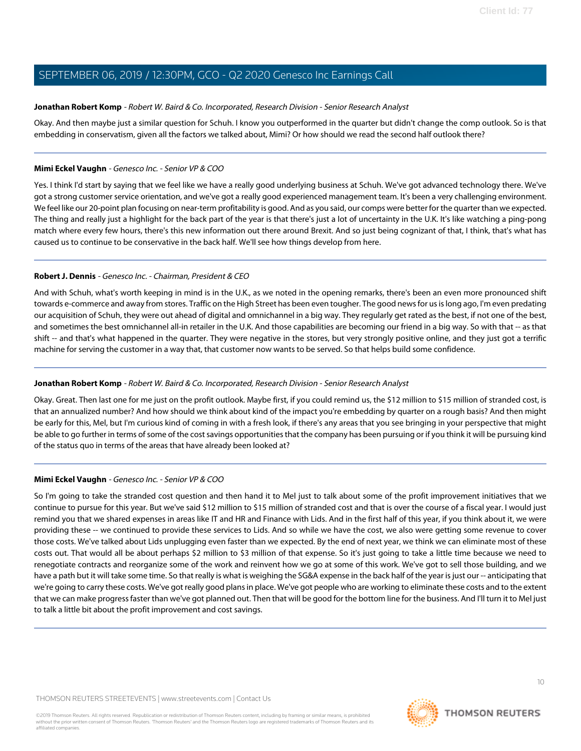**Jonathan Robert Komp** - *Robert W. Baird & Co. Incorporated, Research Division - Senior Research Analyst*

Okay. And then maybe just a similar question for Schuh. I know you outperformed in the quarter but didn't change the comp outlook. So is that embedding in conservatism, given all the factors we talked about, Mimi? Or how should we read the second half outlook there?

---

**Mimi Eckel Vaughn** - *Genesco Inc. - Senior VP & COO*

Yes. I think I'd start by saying that we feel like we have a really good underlying business at Schuh. We've got advanced technology there. We've got a strong customer service orientation, and we've got a really good experienced management team. It's been a very challenging environment. We feel like our 20-point plan focusing on near-term profitability is good. And as you said, our comps were better for the quarter than we expected. The thing and really just a highlight for the back part of the year is that there's just a lot of uncertainty in the U.K. It's like watching a ping-pong match where every few hours, there's this new information out there around Brexit. And so just being cognizant of that, I think, that's what has caused us to continue to be conservative in the back half. We'll see how things develop from here.

---

**Robert J. Dennis** - *Genesco Inc. - Chairman, President & CEO*

And with Schuh, what's worth keeping in mind is in the U.K., as we noted in the opening remarks, there's been an even more pronounced shift towards e-commerce and away from stores. Traffic on the High Street has been even tougher. The good news for us is long ago, I'm even predating our acquisition of Schuh, they were out ahead of digital and omnichannel in a big way. They regularly get rated as the best, if not one of the best, and sometimes the best omnichannel all-in retailer in the U.K. And those capabilities are becoming our friend in a big way. So with that -- as that shift -- and that's what happened in the quarter. They were negative in the stores, but very strongly positive online, and they just got a terrific machine for serving the customer in a way that, that customer now wants to be served. So that helps build some confidence.

---

**Jonathan Robert Komp** - *Robert W. Baird & Co. Incorporated, Research Division - Senior Research Analyst*

Okay. Great. Then last one for me just on the profit outlook. Maybe first, if you could remind us, the $12 million to $15 million of stranded cost, is that an annualized number? And how should we think about kind of the impact you're embedding by quarter on a rough basis? And then might be early for this, Mel, but I'm curious kind of coming in with a fresh look, if there's any areas that you see bringing in your perspective that might be able to go further in terms of some of the cost savings opportunities that the company has been pursuing or if you think it will be pursuing kind of the status quo in terms of the areas that have already been looked at?

---

**Mimi Eckel Vaughn** - *Genesco Inc. - Senior VP & COO*

So I'm going to take the stranded cost question and then hand it to Mel just to talk about some of the profit improvement initiatives that we continue to pursue for this year. But we've said $12 million to $15 million of stranded cost and that is over the course of a fiscal year. I would just remind you that we shared expenses in areas like IT and HR and Finance with Lids. And in the first half of this year, if you think about it, we were providing these -- we continued to provide these services to Lids. And so while we have the cost, we also were getting some revenue to cover those costs. We've talked about Lids unplugging even faster than we expected. By the end of next year, we think we can eliminate most of these costs out. That would all be about perhaps $2 million to $3 million of that expense. So it's just going to take a little time because we need to renegotiate contracts and reorganize some of the work and reinvent how we go at some of this work. We've got to sell those building, and we have a path but it will take some time. So that really is what is weighing the SG&A expense in the back half of the year is just our -- anticipating that we're going to carry these costs. We've got really good plans in place. We've got people who are working to eliminate these costs and to the extent that we can make progress faster than we've got planned out. Then that will be good for the bottom line for the business. And I'll turn it to Mel just to talk a little bit about the profit improvement and cost savings.

---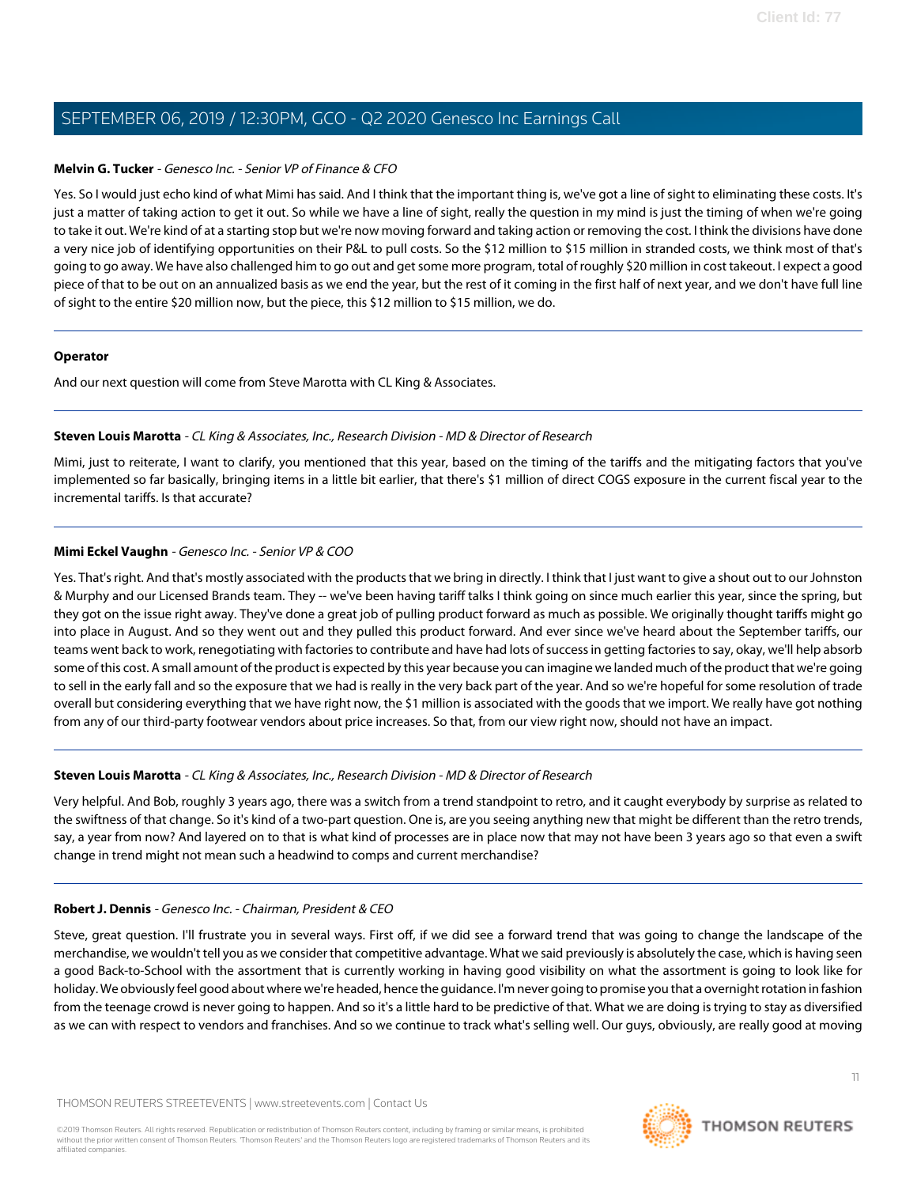**Melvin G. Tucker** - *Genesco Inc. - Senior VP of Finance & CFO*

Yes. So I would just echo kind of what Mimi has said. And I think that the important thing is, we've got a line of sight to eliminating these costs. It's just a matter of taking action to get it out. So while we have a line of sight, really the question in my mind is just the timing of when we're going to take it out. We're kind of at a starting stop but we're now moving forward and taking action or removing the cost. I think the divisions have done a very nice job of identifying opportunities on their P&L to pull costs. So the $12 million to $15 million in stranded costs, we think most of that's going to go away. We have also challenged him to go out and get some more program, total of roughly $20 million in cost takeout. I expect a good piece of that to be out on an annualized basis as we end the year, but the rest of it coming in the first half of next year, and we don't have full line of sight to the entire $20 million now, but the piece, this $12 million to $15 million, we do.

---

**Operator**

And our next question will come from Steve Marotta with CL King & Associates.

---

**Steven Louis Marotta** - *CL King & Associates, Inc., Research Division - MD & Director of Research*

Mimi, just to reiterate, I want to clarify, you mentioned that this year, based on the timing of the tariffs and the mitigating factors that you've implemented so far basically, bringing items in a little bit earlier, that there's $1 million of direct COGS exposure in the current fiscal year to the incremental tariffs. Is that accurate?

---

**Mimi Eckel Vaughn** - *Genesco Inc. - Senior VP & COO*

Yes. That's right. And that's mostly associated with the products that we bring in directly. I think that I just want to give a shout out to our Johnston & Murphy and our Licensed Brands team. They -- we've been having tariff talks I think going on since much earlier this year, since the spring, but they got on the issue right away. They've done a great job of pulling product forward as much as possible. We originally thought tariffs might go into place in August. And so they went out and they pulled this product forward. And ever since we've heard about the September tariffs, our teams went back to work, renegotiating with factories to contribute and have had lots of success in getting factories to say, okay, we'll help absorb some of this cost. A small amount of the product is expected by this year because you can imagine we landed much of the product that we're going to sell in the early fall and so the exposure that we had is really in the very back part of the year. And so we're hopeful for some resolution of trade overall but considering everything that we have right now, the $1 million is associated with the goods that we import. We really have got nothing from any of our third-party footwear vendors about price increases. So that, from our view right now, should not have an impact.

---

**Steven Louis Marotta** - *CL King & Associates, Inc., Research Division - MD & Director of Research*

Very helpful. And Bob, roughly 3 years ago, there was a switch from a trend standpoint to retro, and it caught everybody by surprise as related to the swiftness of that change. So it's kind of a two-part question. One is, are you seeing anything new that might be different than the retro trends, say, a year from now? And layered on to that is what kind of processes are in place now that may not have been 3 years ago so that even a swift change in trend might not mean such a headwind to comps and current merchandise?

---

**Robert J. Dennis** - *Genesco Inc. - Chairman, President & CEO*

Steve, great question. I'll frustrate you in several ways. First off, if we did see a forward trend that was going to change the landscape of the merchandise, we wouldn't tell you as we consider that competitive advantage. What we said previously is absolutely the case, which is having seen a good Back-to-School with the assortment that is currently working in having good visibility on what the assortment is going to look like for holiday. We obviously feel good about where we're headed, hence the guidance. I'm never going to promise you that a overnight rotation in fashion from the teenage crowd is never going to happen. And so it's a little hard to be predictive of that. What we are doing is trying to stay as diversified as we can with respect to vendors and franchises. And so we continue to track what's selling well. Our guys, obviously, are really good at moving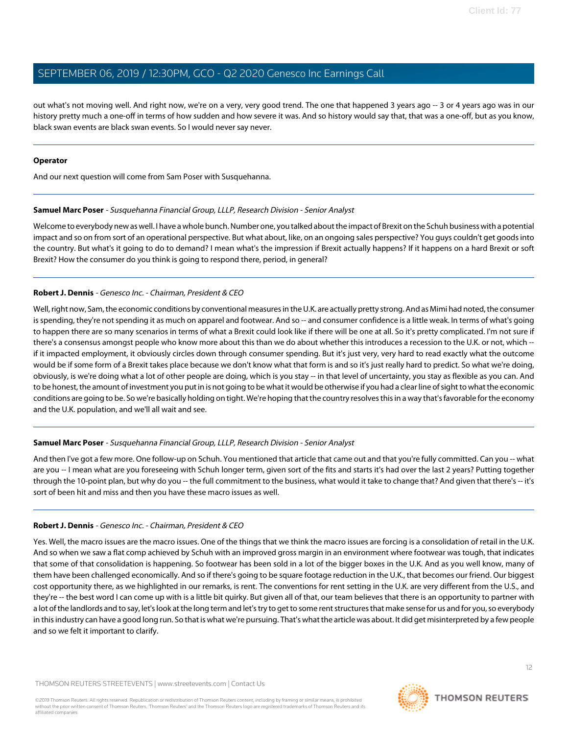out what's not moving well. And right now, we're on a very, very good trend. The one that happened 3 years ago -- 3 or 4 years ago was in our history pretty much a one-off in terms of how sudden and how severe it was. And so history would say that, that was a one-off, but as you know, black swan events are black swan events. So I would never say never.

---

**Operator**

And our next question will come from Sam Poser with Susquehanna.

---

**Samuel Marc Poser** - *Susquehanna Financial Group, LLLP, Research Division - Senior Analyst*

Welcome to everybody new as well. I have a whole bunch. Number one, you talked about the impact of Brexit on the Schuh business with a potential impact and so on from sort of an operational perspective. But what about, like, on an ongoing sales perspective? You guys couldn't get goods into the country. But what's it going to do to demand? I mean what's the impression if Brexit actually happens? If it happens on a hard Brexit or soft Brexit? How the consumer do you think is going to respond there, period, in general?

---

**Robert J. Dennis** - *Genesco Inc. - Chairman, President & CEO*

Well, right now, Sam, the economic conditions by conventional measures in the U.K. are actually pretty strong. And as Mimi had noted, the consumer is spending, they're not spending it as much on apparel and footwear. And so -- and consumer confidence is a little weak. In terms of what's going to happen there are so many scenarios in terms of what a Brexit could look like if there will be one at all. So it's pretty complicated. I'm not sure if there's a consensus amongst people who know more about this than we do about whether this introduces a recession to the U.K. or not, which -- if it impacted employment, it obviously circles down through consumer spending. But it's just very, very hard to read exactly what the outcome would be if some form of a Brexit takes place because we don't know what that form is and so it's just really hard to predict. So what we're doing, obviously, is we're doing what a lot of other people are doing, which is you stay -- in that level of uncertainty, you stay as flexible as you can. And to be honest, the amount of investment you put in is not going to be what it would be otherwise if you had a clear line of sight to what the economic conditions are going to be. So we're basically holding on tight. We're hoping that the country resolves this in a way that's favorable for the economy and the U.K. population, and we'll all wait and see.

---

**Samuel Marc Poser** - *Susquehanna Financial Group, LLLP, Research Division - Senior Analyst*

And then I've got a few more. One follow-up on Schuh. You mentioned that article that came out and that you're fully committed. Can you -- what are you -- I mean what are you foreseeing with Schuh longer term, given sort of the fits and starts it's had over the last 2 years? Putting together through the 10-point plan, but why do you -- the full commitment to the business, what would it take to change that? And given that there's -- it's sort of been hit and miss and then you have these macro issues as well.

---

**Robert J. Dennis** - *Genesco Inc. - Chairman, President & CEO*

Yes. Well, the macro issues are the macro issues. One of the things that we think the macro issues are forcing is a consolidation of retail in the U.K. And so when we saw a flat comp achieved by Schuh with an improved gross margin in an environment where footwear was tough, that indicates that some of that consolidation is happening. So footwear has been sold in a lot of the bigger boxes in the U.K. And as you well know, many of them have been challenged economically. And so if there's going to be square footage reduction in the U.K., that becomes our friend. Our biggest cost opportunity there, as we highlighted in our remarks, is rent. The conventions for rent setting in the U.K. are very different from the U.S., and they're -- the best word I can come up with is a little bit quirky. But given all of that, our team believes that there is an opportunity to partner with a lot of the landlords and to say, let's look at the long term and let's try to get to some rent structures that make sense for us and for you, so everybody in this industry can have a good long run. So that is what we're pursuing. That's what the article was about. It did get misinterpreted by a few people and so we felt it important to clarify.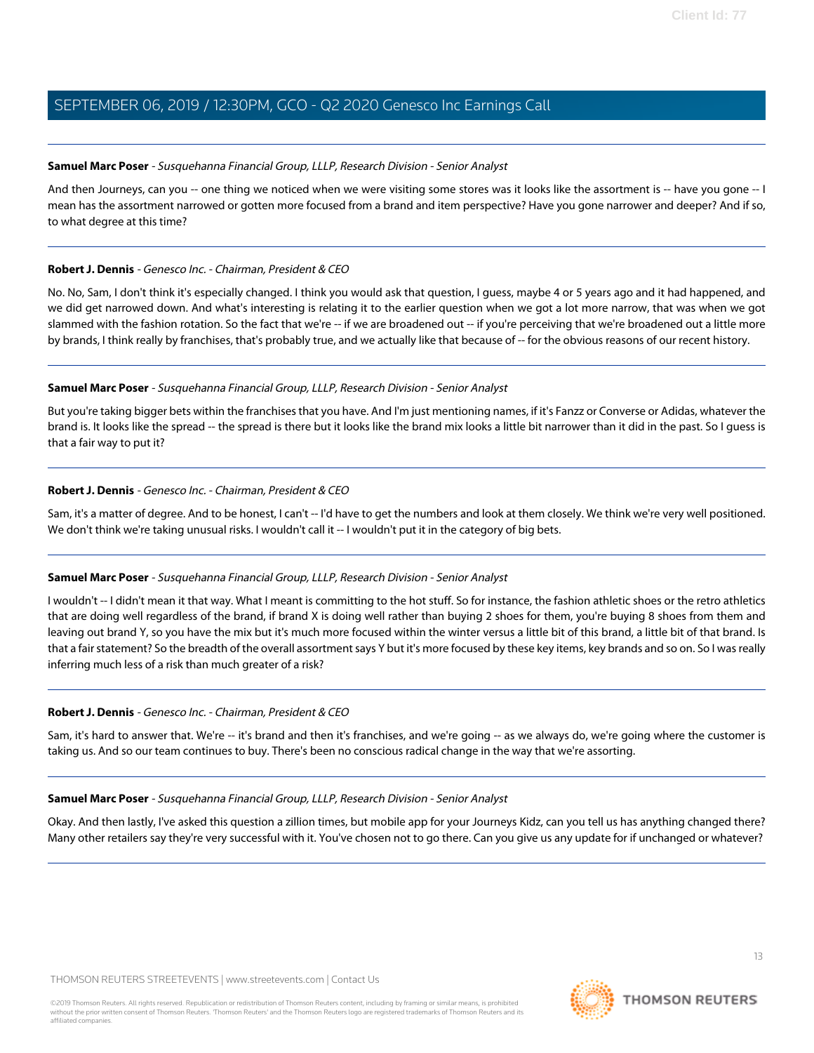**Samuel Marc Poser** - *Susquehanna Financial Group, LLLP, Research Division - Senior Analyst*

And then Journeys, can you -- one thing we noticed when we were visiting some stores was it looks like the assortment is -- have you gone -- I mean has the assortment narrowed or gotten more focused from a brand and item perspective? Have you gone narrower and deeper? And if so, to what degree at this time?

---

**Robert J. Dennis** - *Genesco Inc. - Chairman, President & CEO*

No. No, Sam, I don't think it's especially changed. I think you would ask that question, I guess, maybe 4 or 5 years ago and it had happened, and we did get narrowed down. And what's interesting is relating it to the earlier question when we got a lot more narrow, that was when we got slammed with the fashion rotation. So the fact that we're -- if we are broadened out -- if you're perceiving that we're broadened out a little more by brands, I think really by franchises, that's probably true, and we actually like that because of -- for the obvious reasons of our recent history.

---

**Samuel Marc Poser** - *Susquehanna Financial Group, LLLP, Research Division - Senior Analyst*

But you're taking bigger bets within the franchises that you have. And I'm just mentioning names, if it's Fanzz or Converse or Adidas, whatever the brand is. It looks like the spread -- the spread is there but it looks like the brand mix looks a little bit narrower than it did in the past. So I guess is that a fair way to put it?

---

**Robert J. Dennis** - *Genesco Inc. - Chairman, President & CEO*

Sam, it's a matter of degree. And to be honest, I can't -- I'd have to get the numbers and look at them closely. We think we're very well positioned. We don't think we're taking unusual risks. I wouldn't call it -- I wouldn't put it in the category of big bets.

---

**Samuel Marc Poser** - *Susquehanna Financial Group, LLLP, Research Division - Senior Analyst*

I wouldn't -- I didn't mean it that way. What I meant is committing to the hot stuff. So for instance, the fashion athletic shoes or the retro athletics that are doing well regardless of the brand, if brand X is doing well rather than buying 2 shoes for them, you're buying 8 shoes from them and leaving out brand Y, so you have the mix but it's much more focused within the winter versus a little bit of this brand, a little bit of that brand. Is that a fair statement? So the breadth of the overall assortment says Y but it's more focused by these key items, key brands and so on. So I was really inferring much less of a risk than much greater of a risk?

---

**Robert J. Dennis** - *Genesco Inc. - Chairman, President & CEO*

Sam, it's hard to answer that. We're -- it's brand and then it's franchises, and we're going -- as we always do, we're going where the customer is taking us. And so our team continues to buy. There's been no conscious radical change in the way that we're assorting.

---

**Samuel Marc Poser** - *Susquehanna Financial Group, LLLP, Research Division - Senior Analyst*

Okay. And then lastly, I've asked this question a zillion times, but mobile app for your Journeys Kidz, can you tell us has anything changed there? Many other retailers say they're very successful with it. You've chosen not to go there. Can you give us any update for if unchanged or whatever?

---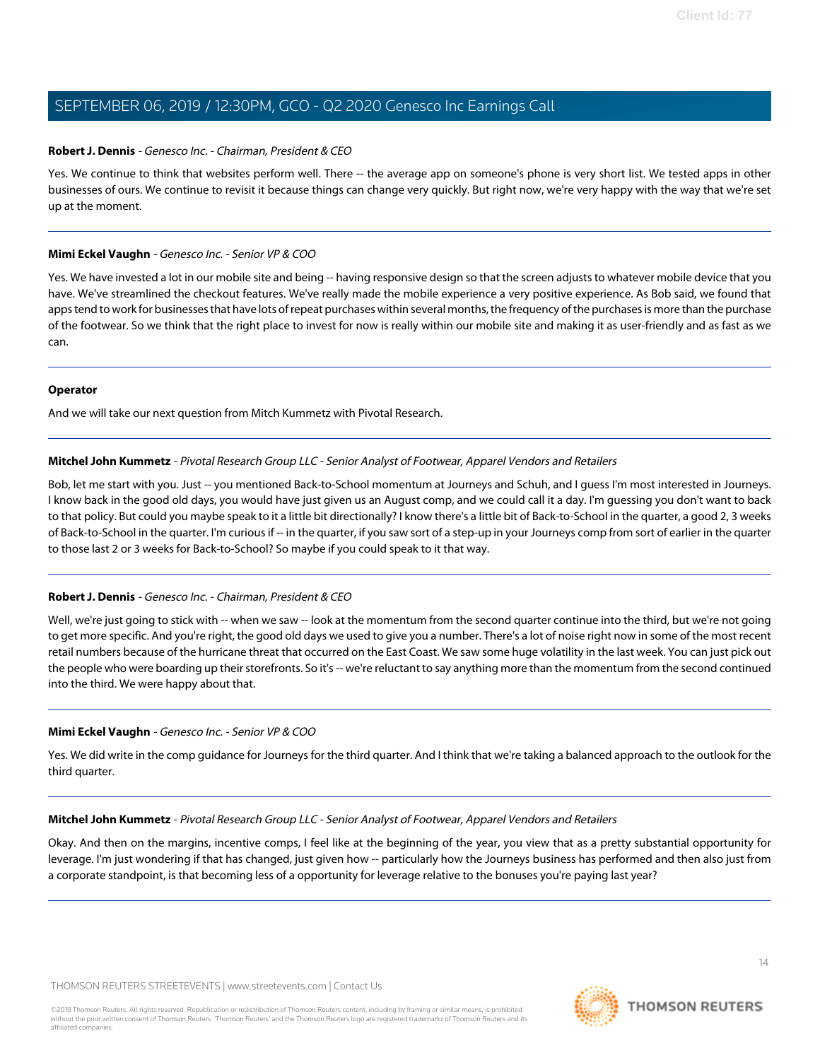**Robert J. Dennis** - *Genesco Inc. - Chairman, President & CEO*

Yes. We continue to think that websites perform well. There -- the average app on someone's phone is very short list. We tested apps in other businesses of ours. We continue to revisit it because things can change very quickly. But right now, we're very happy with the way that we're set up at the moment.

---

**Mimi Eckel Vaughn** - *Genesco Inc. - Senior VP & COO*

Yes. We have invested a lot in our mobile site and being -- having responsive design so that the screen adjusts to whatever mobile device that you have. We've streamlined the checkout features. We've really made the mobile experience a very positive experience. As Bob said, we found that apps tend to work for businesses that have lots of repeat purchases within several months, the frequency of the purchases is more than the purchase of the footwear. So we think that the right place to invest for now is really within our mobile site and making it as user-friendly and as fast as we can.

---

**Operator**

And we will take our next question from Mitch Kummetz with Pivotal Research.

---

**Mitchel John Kummetz** - *Pivotal Research Group LLC - Senior Analyst of Footwear, Apparel Vendors and Retailers*

Bob, let me start with you. Just -- you mentioned Back-to-School momentum at Journeys and Schuh, and I guess I'm most interested in Journeys. I know back in the good old days, you would have just given us an August comp, and we could call it a day. I'm guessing you don't want to back to that policy. But could you maybe speak to it a little bit directionally? I know there's a little bit of Back-to-School in the quarter, a good 2, 3 weeks of Back-to-School in the quarter. I'm curious if -- in the quarter, if you saw sort of a step-up in your Journeys comp from sort of earlier in the quarter to those last 2 or 3 weeks for Back-to-School? So maybe if you could speak to it that way.

---

**Robert J. Dennis** - *Genesco Inc. - Chairman, President & CEO*

Well, we're just going to stick with -- when we saw -- look at the momentum from the second quarter continue into the third, but we're not going to get more specific. And you're right, the good old days we used to give you a number. There's a lot of noise right now in some of the most recent retail numbers because of the hurricane threat that occurred on the East Coast. We saw some huge volatility in the last week. You can just pick out the people who were boarding up their storefronts. So it's -- we're reluctant to say anything more than the momentum from the second continued into the third. We were happy about that.

---

**Mimi Eckel Vaughn** - *Genesco Inc. - Senior VP & COO*

Yes. We did write in the comp guidance for Journeys for the third quarter. And I think that we're taking a balanced approach to the outlook for the third quarter.

---

**Mitchel John Kummetz** - *Pivotal Research Group LLC - Senior Analyst of Footwear, Apparel Vendors and Retailers*

Okay. And then on the margins, incentive comps, I feel like at the beginning of the year, you view that as a pretty substantial opportunity for leverage. I'm just wondering if that has changed, just given how -- particularly how the Journeys business has performed and then also just from a corporate standpoint, is that becoming less of a opportunity for leverage relative to the bonuses you're paying last year?

---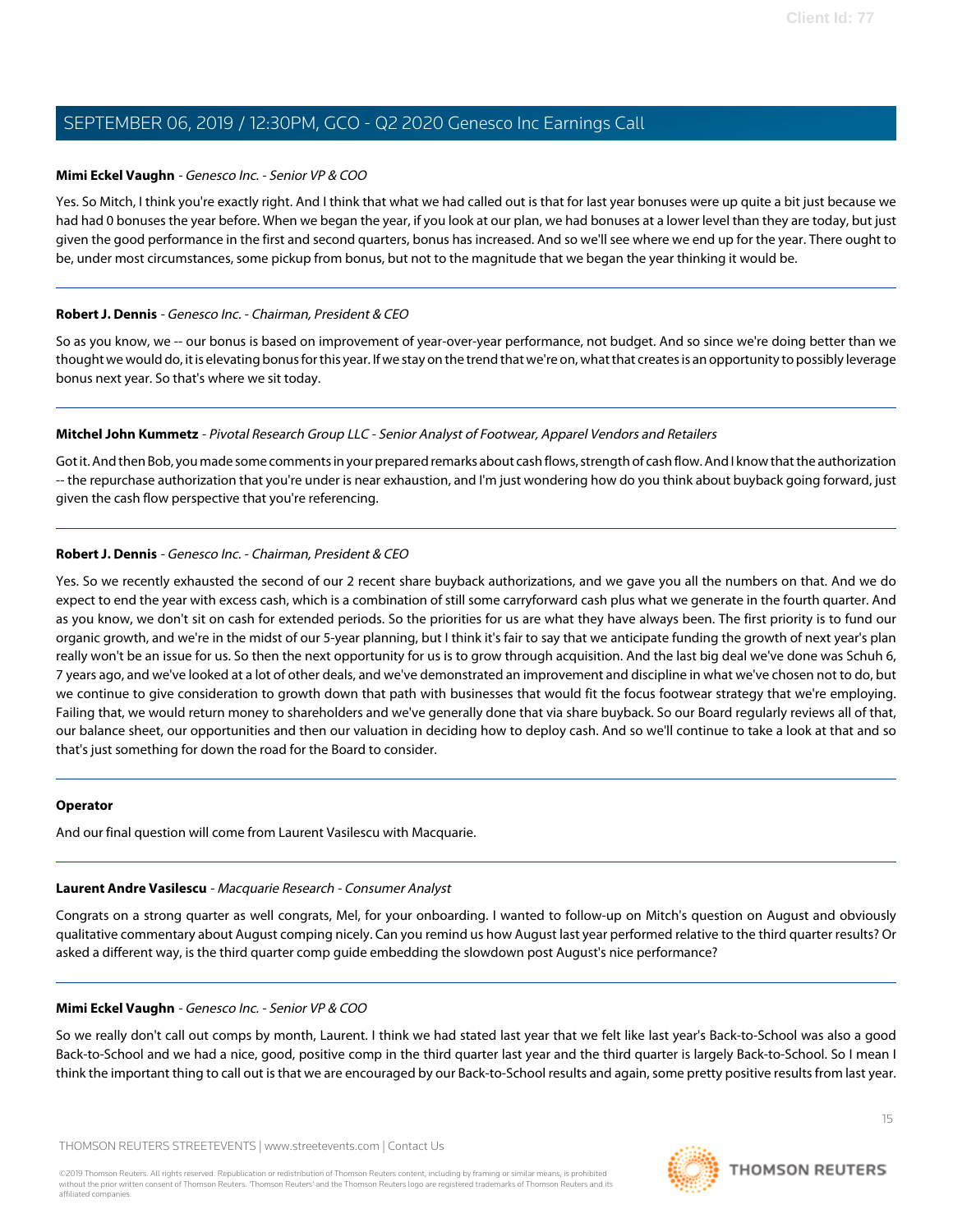**Mimi Eckel Vaughn** - *Genesco Inc. - Senior VP & COO*

Yes. So Mitch, I think you're exactly right. And I think that what we had called out is that for last year bonuses were up quite a bit just because we had had 0 bonuses the year before. When we began the year, if you look at our plan, we had bonuses at a lower level than they are today, but just given the good performance in the first and second quarters, bonus has increased. And so we'll see where we end up for the year. There ought to be, under most circumstances, some pickup from bonus, but not to the magnitude that we began the year thinking it would be.

---

**Robert J. Dennis** - *Genesco Inc. - Chairman, President & CEO*

So as you know, we -- our bonus is based on improvement of year-over-year performance, not budget. And so since we're doing better than we thought we would do, it is elevating bonus for this year. If we stay on the trend that we're on, what that creates is an opportunity to possibly leverage bonus next year. So that's where we sit today.

---

**Mitchel John Kummetz** - *Pivotal Research Group LLC - Senior Analyst of Footwear, Apparel Vendors and Retailers*

Got it. And then Bob, you made some comments in your prepared remarks about cash flows, strength of cash flow. And I know that the authorization -- the repurchase authorization that you're under is near exhaustion, and I'm just wondering how do you think about buyback going forward, just given the cash flow perspective that you're referencing.

---

**Robert J. Dennis** - *Genesco Inc. - Chairman, President & CEO*

Yes. So we recently exhausted the second of our 2 recent share buyback authorizations, and we gave you all the numbers on that. And we do expect to end the year with excess cash, which is a combination of still some carryforward cash plus what we generate in the fourth quarter. And as you know, we don't sit on cash for extended periods. So the priorities for us are what they have always been. The first priority is to fund our organic growth, and we're in the midst of our 5-year planning, but I think it's fair to say that we anticipate funding the growth of next year's plan really won't be an issue for us. So then the next opportunity for us is to grow through acquisition. And the last big deal we've done was Schuh 6, 7 years ago, and we've looked at a lot of other deals, and we've demonstrated an improvement and discipline in what we've chosen not to do, but we continue to give consideration to growth down that path with businesses that would fit the focus footwear strategy that we're employing. Failing that, we would return money to shareholders and we've generally done that via share buyback. So our Board regularly reviews all of that, our balance sheet, our opportunities and then our valuation in deciding how to deploy cash. And so we'll continue to take a look at that and so that's just something for down the road for the Board to consider.

---

**Operator**

And our final question will come from Laurent Vasilescu with Macquarie.

---

**Laurent Andre Vasilescu** - *Macquarie Research - Consumer Analyst*

Congrats on a strong quarter as well congrats, Mel, for your onboarding. I wanted to follow-up on Mitch's question on August and obviously qualitative commentary about August comping nicely. Can you remind us how August last year performed relative to the third quarter results? Or asked a different way, is the third quarter comp guide embedding the slowdown post August's nice performance?

---

**Mimi Eckel Vaughn** - *Genesco Inc. - Senior VP & COO*

So we really don't call out comps by month, Laurent. I think we had stated last year that we felt like last year's Back-to-School was also a good Back-to-School and we had a nice, good, positive comp in the third quarter last year and the third quarter is largely Back-to-School. So I mean I think the important thing to call out is that we are encouraged by our Back-to-School results and again, some pretty positive results from last year.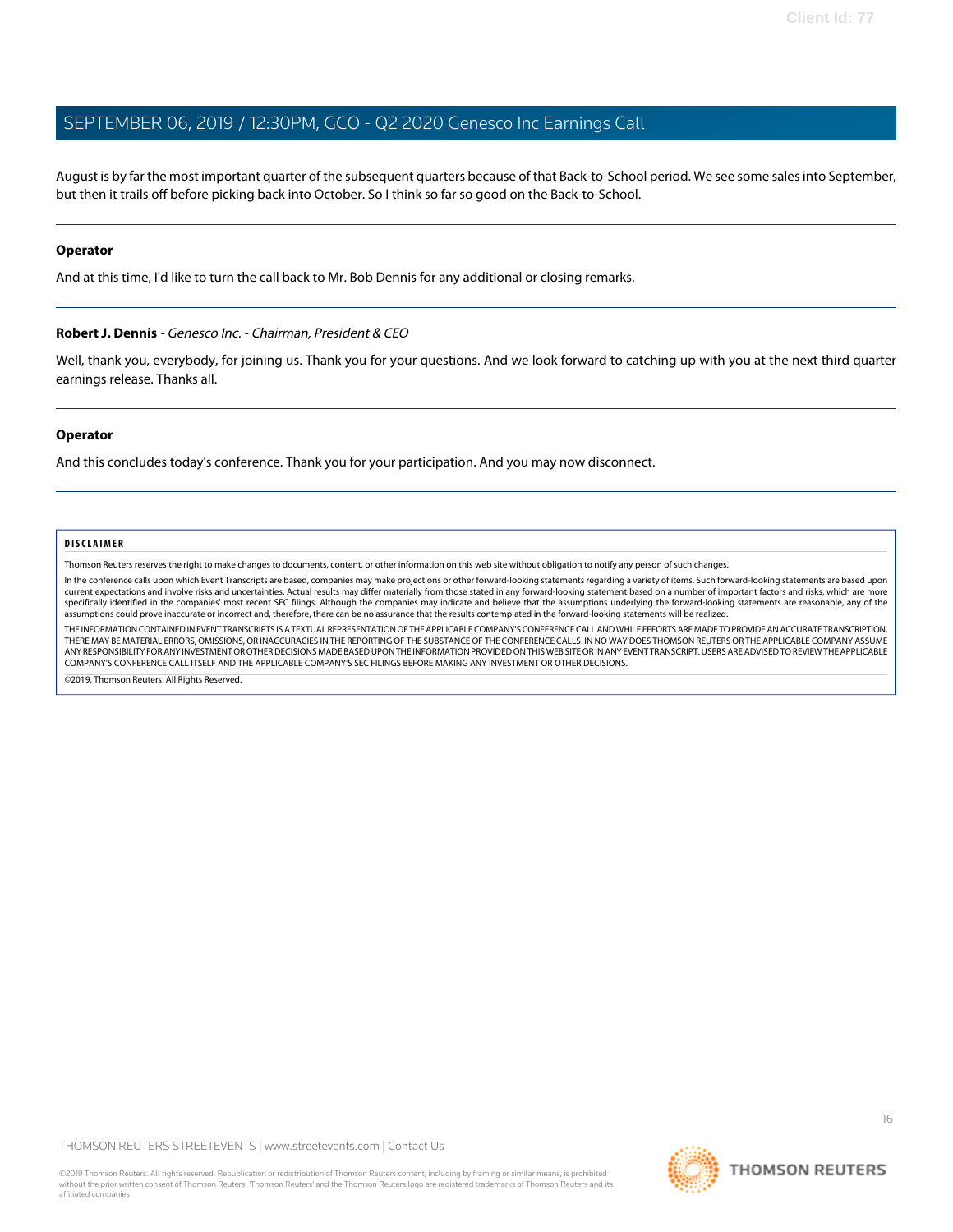August is by far the most important quarter of the subsequent quarters because of that Back-to-School period. We see some sales into September, but then it trails off before picking back into October. So I think so far so good on the Back-to-School.

---

**Operator**

And at this time, I'd like to turn the call back to Mr. Bob Dennis for any additional or closing remarks.

---

**Robert J. Dennis** - *Genesco Inc. - Chairman, President & CEO*

Well, thank you, everybody, for joining us. Thank you for your questions. And we look forward to catching up with you at the next third quarter earnings release. Thanks all.

---

**Operator**

And this concludes today's conference. Thank you for your participation. And you may now disconnect.

---

**DISCLAIMER**

Thomson Reuters reserves the right to make changes to documents, content, or other information on this web site without obligation to notify any person of such changes.

In the conference calls upon which Event Transcripts are based, companies may make projections or other forward-looking statements regarding a variety of items. Such forward-looking statements are based upon current expectations and involve risks and uncertainties. Actual results may differ materially from those stated in any forward-looking statement based on a number of important factors and risks, which are more specifically identified in the companies' most recent SEC filings. Although the companies may indicate and believe that the assumptions underlying the forward-looking statements are reasonable, any of the assumptions could prove inaccurate or incorrect and, therefore, there can be no assurance that the results contemplated in the forward-looking statements will be realized.

THE INFORMATION CONTAINED IN EVENT TRANSCRIPTS IS A TEXTUAL REPRESENTATION OF THE APPLICABLE COMPANY'S CONFERENCE CALL AND WHILE EFFORTS ARE MADE TO PROVIDE AN ACCURATE TRANSCRIPTION, THERE MAY BE MATERIAL ERRORS, OMISSIONS, OR INACCURACIES IN THE REPORTING OF THE SUBSTANCE OF THE CONFERENCE CALLS. IN NO WAY DOES THOMSON REUTERS OR THE APPLICABLE COMPANY ASSUME ANY RESPONSIBILITY FOR ANY INVESTMENT OR OTHER DECISIONS MADE BASED UPON THE INFORMATION PROVIDED ON THIS WEB SITE OR IN ANY EVENT TRANSCRIPT. USERS ARE ADVISED TO REVIEW THE APPLICABLE COMPANY'S CONFERENCE CALL ITSELF AND THE APPLICABLE COMPANY'S SEC FILINGS BEFORE MAKING ANY INVESTMENT OR OTHER DECISIONS.

©2019, Thomson Reuters. All Rights Reserved.